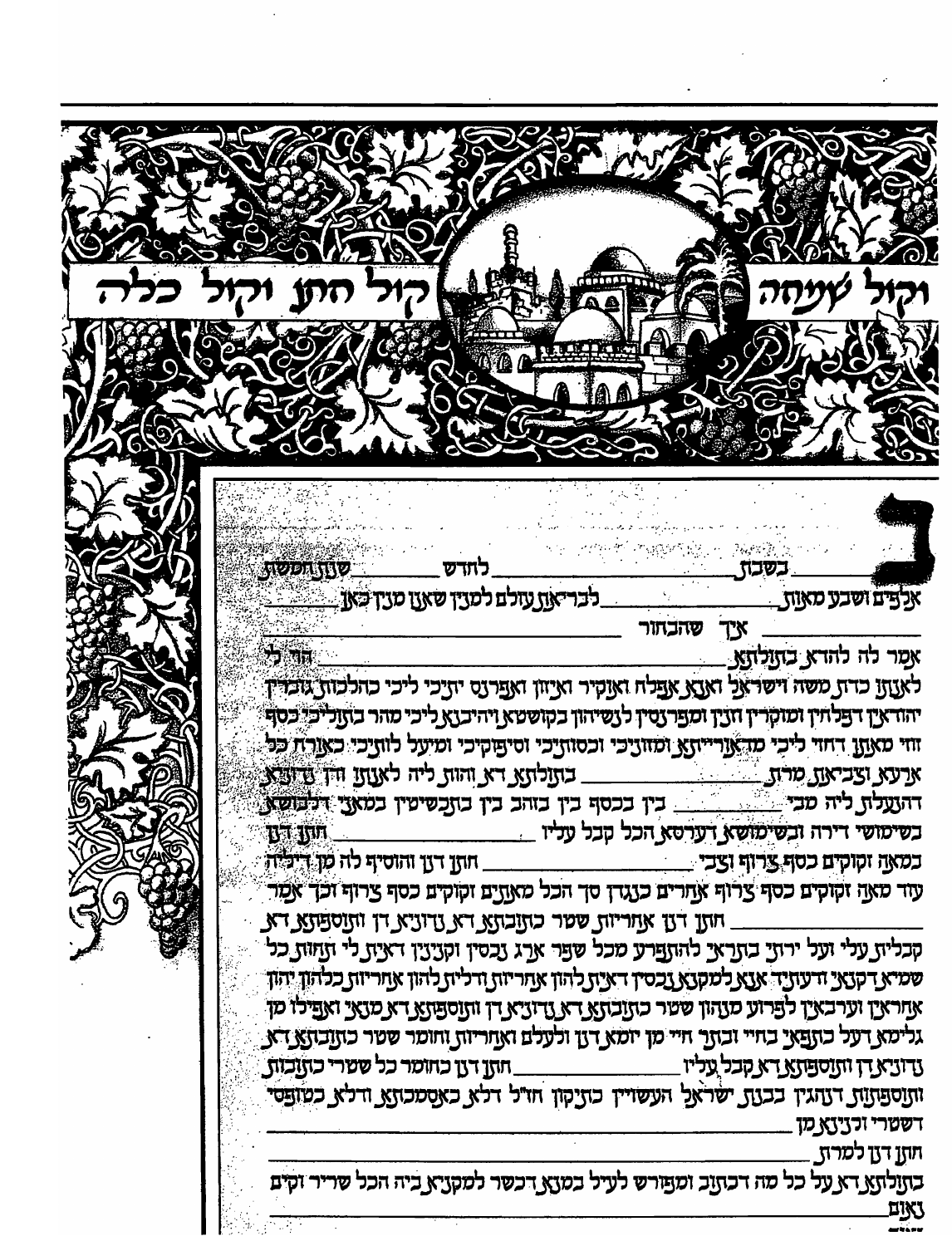# קול ששון וקול שמחה קול חתן וקול כלה

ב________ בשבת ________ לחדש ________ שנת חמשת

אלפים ושבע מאות ________ לבריאת עולם למנין שאנו מנין כאן ________

________ איך שהבחור ________

אמר לה להדא בתולתא ________ הוי לי

לאנתו כדת משה וישראל ואנא אפלח ואוקיר ואיזון ואפרנס יתיכי ליכי כהלכות גוברין

יהודאין דפלחין ומוקרין וזנין ומפרנסין לנשיהון בקושטא ויהיבנא ליכי מהר בתוליכי כסף

זוזי מאתן דחזי ליכי מדאורייתא ומזוניכי וכסותיכי וסיפוקיכי ומיעל לותיכי כאורח כל

ארעא וצביאת מרת ________ בתולתא דא והוות ליה לאנתו ודין נדוניא

דהנעלת ליה מבי ________ בין בכסף בין בזהב בין בתכשיטין במאני דלבושא

בשימושי דירה ובשימושא דערסא הכל קבל עליו ________ חתן דנן

במאה זקוקים כסף צרוף וצבי ________ חתן דנן והוסיף לה מן דיליה

עוד מאה זקוקים כסף צרוף אחרים כנגדן סך הכל מאתים זקוקים כסף צרוף וכך אמר

________ חתן דנן אחריות שטר כתובתא דא נדוניא דן ותוספתא דא

קבלית עלי ועל ירתי בתראי להתפרע מכל שפר ארג נכסין וקנינין דאית לי תחות כל

שמיא דקנאי ודעתיד אנא למקנא נכסין דאית להון אחריות ודלית להון אחריות כלהון יהון

אחראין וערבאין לפרוע מנהון שטר כתובתא דא נדוניא דן ותוספתא דא מנאי ואפילו מן

גלימא דעל כתפאי בחיי ובתר חיי מן יומא דנן ולעלם ואחריות וחומר שטר כתובתא דא

נדוניא דן ותוספתא דא קבל עליו ________ חתן דנן כחומר כל שטרי כתובות

ותוספתות דנהגין בבנת ישראל העשויין כתיקון חז"ל דלא כאסמכתא ודלא כטופסי

דשטרי וקנינא מן ________

חתן דנן למרת ________

בתולתא דא על כל מה דכתוב ומפורש לעיל במנא דכשר למקניא ביה הכל שריר וקים

נאום ________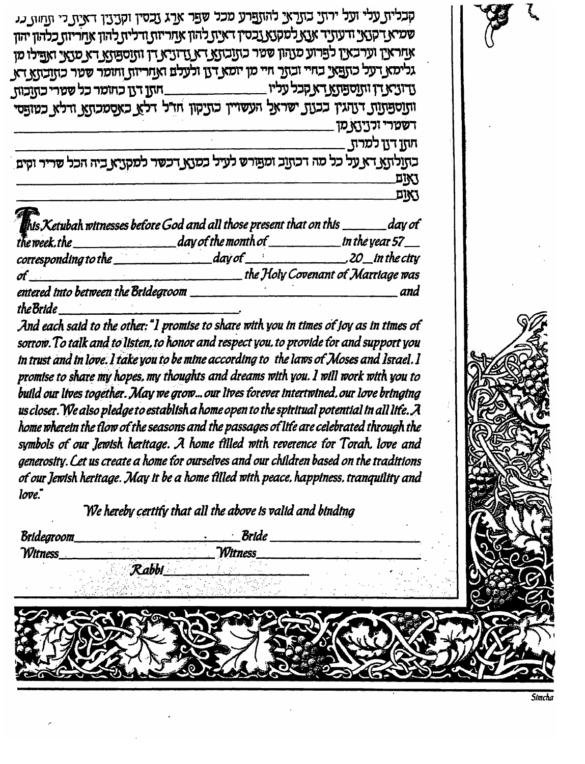קבליה עלי ועל ירתי בתראי להתפרע מכל שפר ארג נכסין וקנינין דאית לי תחות כל
שמיא דקנאי ודעתיד אנא למקנא נכסין דאית להון אחריות ודלית להון אחריות כלהון יהון
אחראין וערבאין לפרוע מנהון שטר כתובתא דא נדוניא דין ותוספתא דא מנאי ואפילו מן
גלימא דעל כתפאי בחיי ובתר חיי מן יומא דנן ולעלם ואחריות וחומר שטר כתובתא דא
נדוניא דין ותוספתא דא קבל עליו \_\_\_\_\_\_\_\_\_\_\_\_ חתן דנן כחומר כל שטרי כתובות
ותוספתות דנהגין בבנת ישראל העשויין כתיקון חז"ל דלא כאסמכתא ודלא כטופסי
דשטרי וקנינא מן \_\_\_\_\_\_\_\_\_\_\_\_\_\_\_\_\_\_\_\_\_\_\_\_\_\_\_\_\_\_\_\_\_\_\_\_\_\_\_\_\_\_\_\_\_\_\_\_
חתן דנן למרת \_\_\_\_\_\_\_\_\_\_\_\_\_\_\_\_\_\_\_\_\_\_\_\_\_\_\_\_\_\_\_\_\_\_\_\_\_\_\_\_\_\_\_\_\_\_\_\_\_\_\_\_\_
בתולתא דא על כל מה דכתוב ומפורש לעיל במנא דכשר למקניא ביה הכל שריר וקים
נאום \_\_\_\_\_\_\_\_\_\_\_\_\_\_\_\_\_\_\_\_\_\_\_\_\_\_\_\_\_\_\_\_\_\_\_\_\_\_\_\_\_\_\_\_\_\_\_\_\_\_\_\_\_\_\_\_\_\_\_\_\_\_\_
נאום \_\_\_\_\_\_\_\_\_\_\_\_\_\_\_\_\_\_\_\_\_\_\_\_\_\_\_\_\_\_\_\_\_\_\_\_\_\_\_\_\_\_\_\_\_\_\_\_\_\_\_\_\_\_\_\_\_\_\_\_\_\_\_

*This Ketubah witnesses before God and all those present that on this \_\_\_\_\_\_\_ day of the week, the \_\_\_\_\_\_\_\_\_\_\_\_\_\_\_\_ day of the month of \_\_\_\_\_\_\_\_\_\_\_ in the year 57\_\_ corresponding to the \_\_\_\_\_\_\_\_\_\_\_\_\_\_\_ day of \_\_\_\_\_\_\_\_\_\_\_\_\_\_\_, 20\_\_ in the city of \_\_\_\_\_\_\_\_\_\_\_\_\_\_\_\_\_\_\_\_\_\_\_\_\_\_\_\_\_\_\_\_\_\_ the Holy Covenant of Marriage was entered into between the Bridegroom \_\_\_\_\_\_\_\_\_\_\_\_\_\_\_\_\_\_\_\_\_\_\_\_\_\_\_\_\_\_\_ and the Bride \_\_\_\_\_\_\_\_\_\_\_\_\_\_\_\_\_\_\_\_\_\_\_\_\_\_.*

*And each said to the other: "I promise to share with you in times of joy as in times of sorrow. To talk and to listen, to honor and respect you, to provide for and support you in trust and in love. I take you to be mine according to the laws of Moses and Israel. I promise to share my hopes, my thoughts and dreams with you. I will work with you to build our lives together. May we grow... our lives forever intertwined, our love bringing us closer. We also pledge to establish a home open to the spiritual potential in all life. A home wherein the flow of the seasons and the passages of life are celebrated through the symbols of our Jewish heritage. A home filled with reverence for Torah, love and generosity. Let us create a home for ourselves and our children based on the traditions of our Jewish heritage. May it be a home filled with peace, happiness, tranquility and love."*

*We hereby certify that all the above is valid and binding*

*Bridegroom* \_\_\_\_\_\_\_\_\_\_\_\_\_\_\_\_\_\_\_\_\_\_\_\_\_\_ *Bride* \_\_\_\_\_\_\_\_\_\_\_\_\_\_\_\_\_\_\_\_\_\_\_\_\_\_

*Witness* \_\_\_\_\_\_\_\_\_\_\_\_\_\_\_\_\_\_\_\_\_\_\_\_\_\_ *Witness* \_\_\_\_\_\_\_\_\_\_\_\_\_\_\_\_\_\_\_\_\_\_\_\_\_\_

*Rabbi* \_\_\_\_\_\_\_\_\_\_\_\_\_\_\_\_\_\_\_\_\_\_\_\_\_\_

Simcha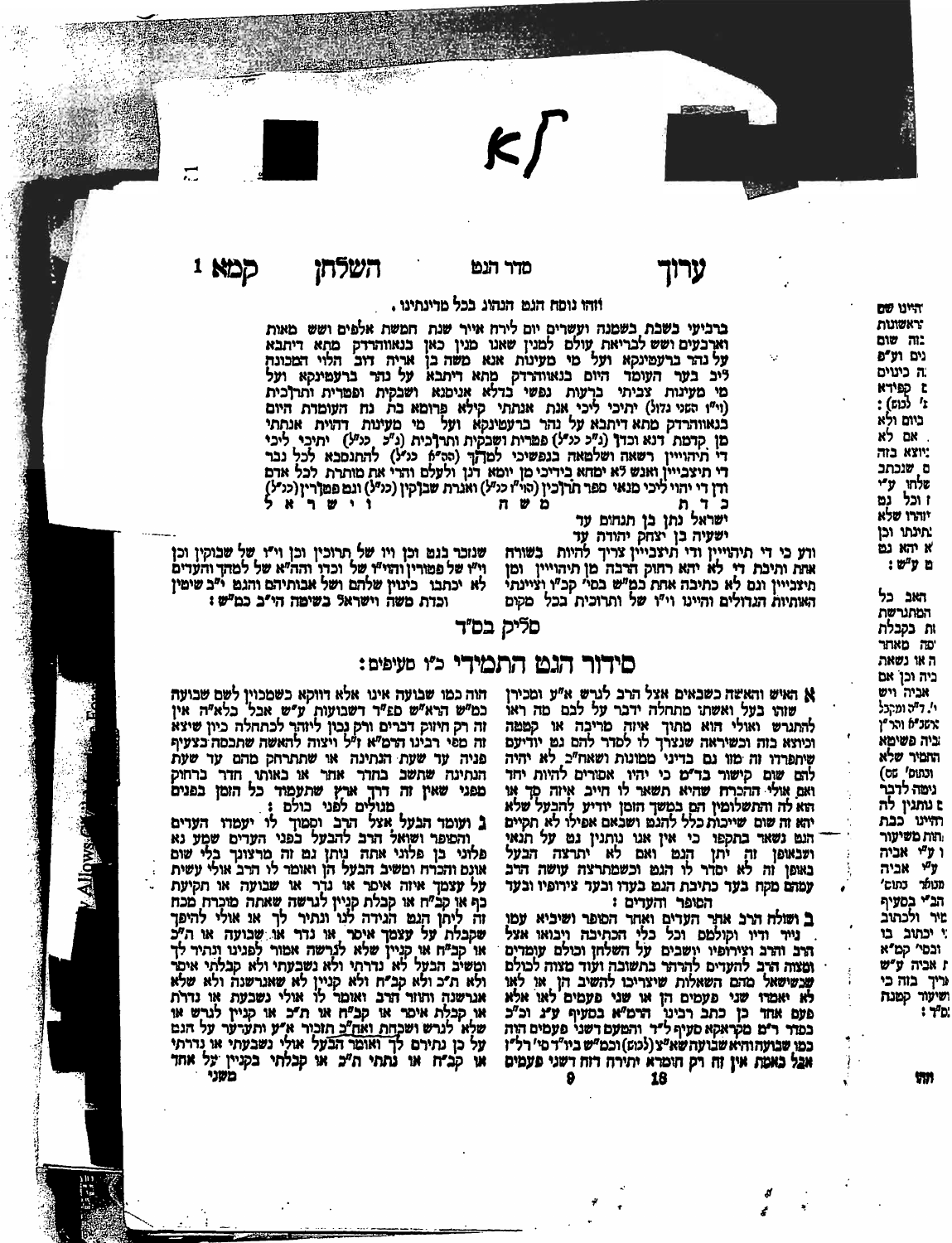## סדר הגט

וזהו נוסח הגט הנהוג בכל מדינותינו.

ברביעי בשבת בשמנה ועשרים יום לירח אייר שנת חמשת אלפים ושש מאות וארבעים ושש לבריאת עולם למנין שאנו מנין כאן בנאווהרדק מתא דיתבא על נהר ברעטינקא ועל מי מעינות אנא משה בן אריה דוב הלוי המכונה ליב בער העומד היום בנאווהרדק מתא דיתבא על נהר ברעטינקא ועל מי מעינות צביתי ברעות נפשי בדלא אניסנא ושבקית ופטרית ותרכית (וי"ו הסגי גדול) יתיכי ליכי אנת אנתתי קילא פרומא בת נת העומדת היום בנאווהרדק מתא דיתבא על נהר ברעטינקא ועל מי מעינות דהוית אנתתי מן קדמת דנא וכדון (נ"כ כנ"ל) פטרית ושבקית ותרכית (נ"כ כנ"ל) יתיכי ליכי די תהוייין רשאה ושלטאה בנפשיכי למהך (הה"א כנ"ל) להתנסבא לכל גבר די תיצביין ואנש לא ימחא בידיכי מן יומא דנן ולעלם והרי את מותרת לכל אדם ודן די יהוי ליכי מנאי ספר תרוכין (הוי"ו כנ"ל) ואגרת שבוקין (כנ"ל) וגט פטורין (כנ"ל) כדת משה וישראל

ישראל נתן בן תנחום עד
ישעיה בן יצחק יהודה עד

ודע כי די תהוייין ודי תיצביין צריך להיות בשורה אחת ותיבת די לא יהא רחוק הרבה מן תהוייין ומן תיצביין וגם לא כתיבה אחת כמ"ש בס' קב"ו וציינתי האותיות הגדולים והיינו וי"ו של ותרוכית בכל מקום שנזכר בגט וכן וי"ו של תרוכין וכן וי"ו של שבוקין וכן וי"ו של פטורין והיו"ד של וכדו וההי"א של למהך והעדים לא יכתבו כינוין שלהם ושל אבותיהם והגט י"ב שיטין וכדת משה וישראל בשיטה הי"ב כמ"ש:

סליק בס"ד

## סידור הגט התמידי כ"ו סעיפים:

**א** האיש והאשה כשבאים אצל הרב לגרש א"ע ומכוין שזהו בעל ואשתו מתחלה ידבר על לבם מה ראו להתגרש ואולי הוא מתוך איזה מריבה או קטטה וכיוצא בזה וכשיראה שנצרך לו לסדר להם גט יודיעם שיתפרדו זה מזו גם בדיני ממונות ושאח"כ לא יהיה להם שום קישור בד"מ כי יהיו אסורים להיות יחד ואם אולי ההכרח שהיא תשאר לו חייב איזה סך או הוא לה והתשלומין הם במשך הזמן יודיע להבעל שלא יהא זה שום שייכות כלל להגט ושבאם אפילו לא הקיים הגט נשאר בתקפו כי אין אנו נותנין גט על תנאי ושבאופן זה יתן הגט ואם לא יתרצה הבעל באופן זה לא יסדר לו הגט וכשמתרצה עושה הרב עמהם מקח בעד כתיבת הגט בעדו ובעד צירופיו ובעד הסופר והעדים:

**ב** ושולח הרב אחר העדים ואחר הסופר ושיביא עמו נייר ודיו וקולמס וכל כלי הכתיבה ויבואו אצל הרב והרב וצירופיו יושבים על השלחן וכולם עומדים ומצוה הרב להעדים להרהר בתשובה ועוד מצוה לכולם שכשישאל מהם השאלות שיצטרכו להשיב הן או לאו לא יאמרו שני פעמים הן או שני פעמים לאו אלא פעם אחד כן כתב רבינו הרמ"א בסעיף ע"ג וכ"כ במדר ר"מ מקראקא סעיף ל"ד והטעם דשני פעמים הוה כמו שבועה והיא שבועה שא"צ (לגמ) וכמ"ש ביו"ד סי' רל"ז אבל באמת אין זה רק חומרא יתירה דוה דשני פעמים הוה כמו שבועה אינו אלא דווקא כשמכוין לשם שבועה כמ"ש הרא"ש פב"ד דשבועות ע"ש אבל כלא"ה אין זה רק חיזוק דברים ורק נכון ליזהר לכתחלה כיון שיצא זה מפי רבינו הרמ"א ז"ל ויצוה להאשה שתכסה בצעיף פניה עד שעת הנתינה או שתתרחק מהם עד שעת הנתינה שתשב בחדר אחר או באותו חדר ברחוק מפני שאין זה דרך ארץ שתעמוד כל הזמן בפנים מגולים לפני כולם:

**ג** ועומד הבעל אצל הרב וסמוך לו יעמדו העדים והסופר ושואל הרב להבעל בפני העדים שמע נא פלוני בן פלוני אתה נותן גם זה מרצונך בלי שום אונס והכרח ומשיב הבעל הן ואומר לו הרב אולי עשית על עצמך איזה איסר או נדר או שבועה או תקיעת כף או קב"ח או קבלת קניין לגרשה שאתה מוכרח מכח זה ליתן הגט הגידה לנו ונתיר לך אם אולי להיפך שקבלת על עצמך איסר או נדר או שבועה או ת"כ או קב"ח או קניין שלא לגרשה אמור לפנינו ונתיר לך ומשיב הבעל לא נדרתי ולא נשבעתי ולא קבלתי איסר ולא ת"כ ולא קב"ח ולא קניין לא שאגרשנה ולא שלא אגרשנה וחוזר הרב ואומר לו אולי נשבעת או נדרת או קבלת איסר או קב"ח או ת"כ או קניין לגרש או שלא לגרש ושכחת ואח"כ תזכור א"ע ותערער על הגט על כן נתירם לך ואומר הבעל אולי נשבעתי או נדרתי או קב"ח או נתתי ת"כ או קבלתי בקניין על אחד משני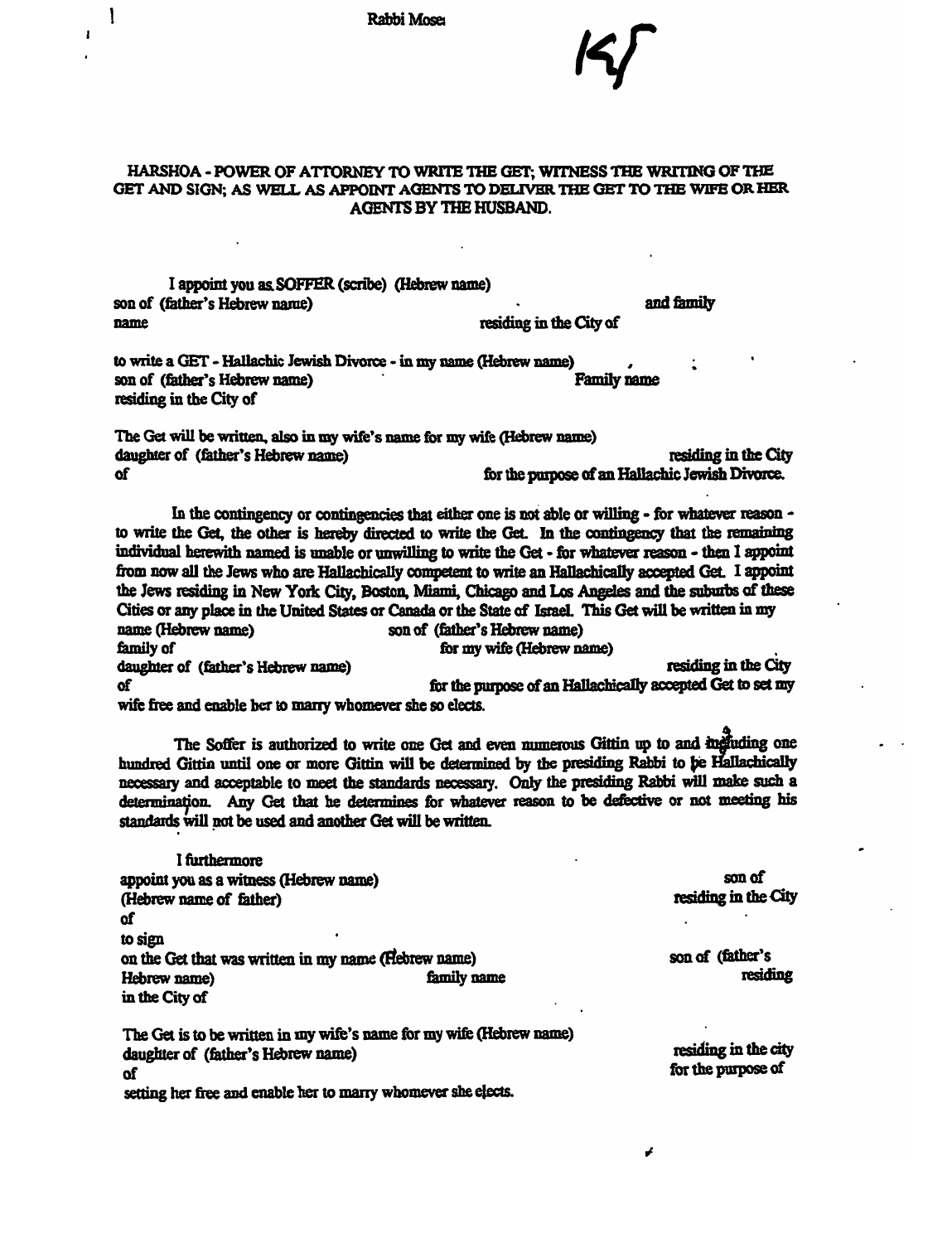Rabbi Mose

15

**HARSHOA - POWER OF ATTORNEY TO WRITE THE GET; WITNESS THE WRITING OF THE GET AND SIGN; AS WELL AS APPOINT AGENTS TO DELIVER THE GET TO THE WIFE OR HER AGENTS BY THE HUSBAND.**

I appoint you as SOFFER (scribe) (Hebrew name)
son of (father's Hebrew name) and family name residing in the City of

to write a GET - Hallachic Jewish Divorce - in my name (Hebrew name)
son of (father's Hebrew name) Family name
residing in the City of

The Get will be written, also in my wife's name for my wife (Hebrew name)
daughter of (father's Hebrew name) residing in the City of for the purpose of an Hallachic Jewish Divorce.

In the contingency or contingencies that either one is not able or willing - for whatever reason - to write the Get, the other is hereby directed to write the Get. In the contingency that the remaining individual herewith named is unable or unwilling to write the Get - for whatever reason - then I appoint from now all the Jews who are Hallachically competent to write an Hallachically accepted Get. I appoint the Jews residing in New York City, Boston, Miami, Chicago and Los Angeles and the suburbs of these Cities or any place in the United States or Canada or the State of Israel. This Get will be written in my name (Hebrew name) son of (father's Hebrew name)
family of for my wife (Hebrew name)
daughter of (father's Hebrew name) residing in the City of for the purpose of an Hallachically accepted Get to set my wife free and enable her to marry whomever she so elects.

The Soffer is authorized to write one Get and even numerous Gittin up to and including one hundred Gittin until one or more Gittin will be determined by the presiding Rabbi to be Hallachically necessary and acceptable to meet the standards necessary. Only the presiding Rabbi will make such a determination. Any Get that he determines for whatever reason to be defective or not meeting his standards will not be used and another Get will be written.

I furthermore
appoint you as a witness (Hebrew name) son of
(Hebrew name of father) residing in the City of
to sign
on the Get that was written in my name (Hebrew name) son of (father's Hebrew name) family name residing in the City of

The Get is to be written in my wife's name for my wife (Hebrew name)
daughter of (father's Hebrew name) residing in the city of for the purpose of
setting her free and enable her to marry whomever she elects.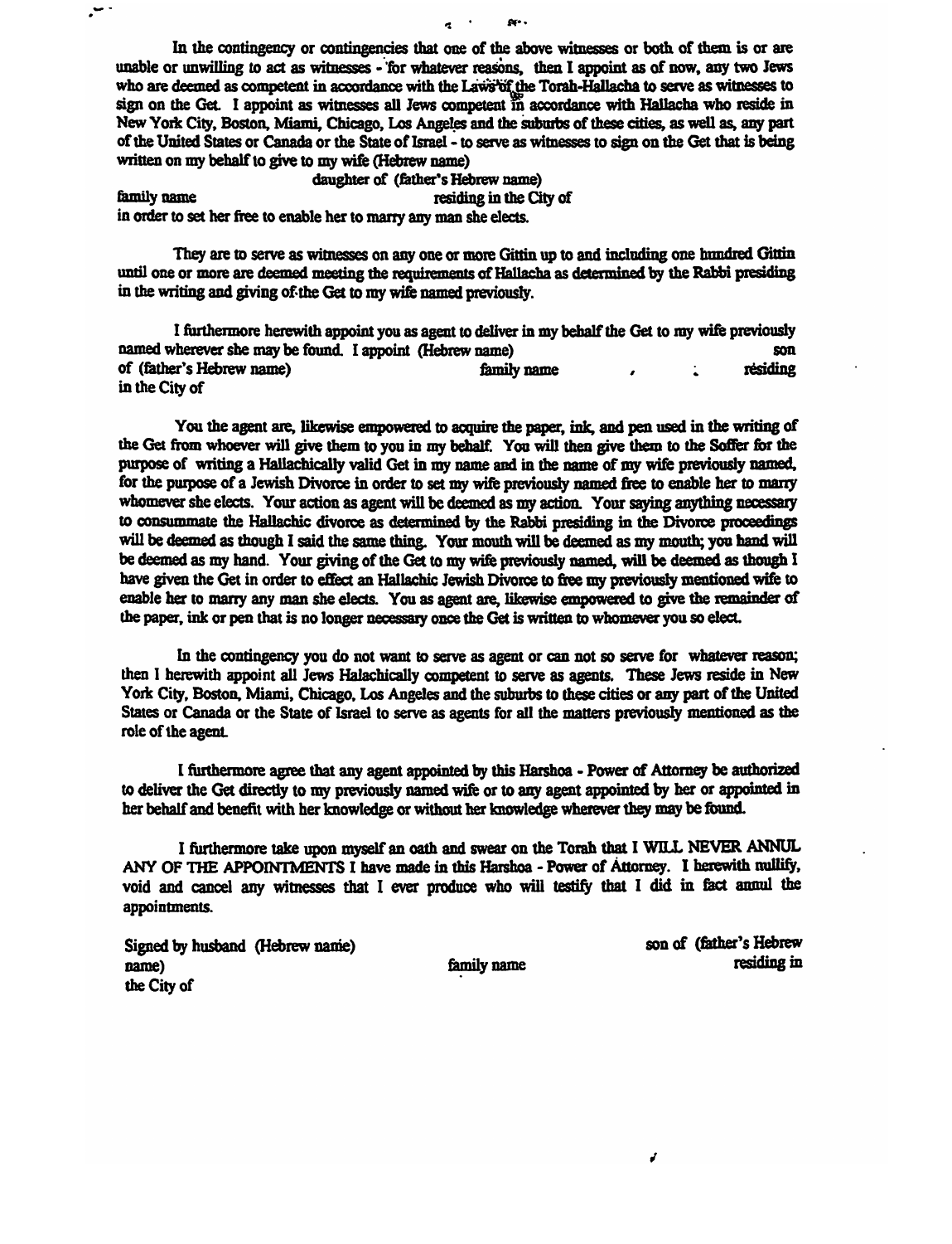In the contingency or contingencies that one of the above witnesses or both of them is or are unable or unwilling to act as witnesses - for whatever reasons, then I appoint as of now, any two Jews who are deemed as competent in accordance with the Laws of the Torah-Hallacha to serve as witnesses to sign on the Get. I appoint as witnesses all Jews competent in accordance with Hallacha who reside in New York City, Boston, Miami, Chicago, Los Angeles and the suburbs of these cities, as well as, any part of the United States or Canada or the State of Israel - to serve as witnesses to sign on the Get that is being written on my behalf to give to my wife (Hebrew name)

daughter of (father's Hebrew name)

family name residing in the City of

in order to set her free to enable her to marry any man she elects.

They are to serve as witnesses on any one or more Gittin up to and including one hundred Gittin until one or more are deemed meeting the requirements of Hallacha as determined by the Rabbi presiding in the writing and giving of the Get to my wife named previously.

I furthermore herewith appoint you as agent to deliver in my behalf the Get to my wife previously named wherever she may be found. I appoint (Hebrew name) son of (father's Hebrew name) family name , residing in the City of

You the agent are, likewise empowered to acquire the paper, ink, and pen used in the writing of the Get from whoever will give them to you in my behalf. You will then give them to the Soffer for the purpose of writing a Hallachically valid Get in my name and in the name of my wife previously named, for the purpose of a Jewish Divorce in order to set my wife previously named free to enable her to marry whomever she elects. Your action as agent will be deemed as my action. Your saying anything necessary to consummate the Hallachic divorce as determined by the Rabbi presiding in the Divorce proceedings will be deemed as though I said the same thing. Your mouth will be deemed as my mouth; you hand will be deemed as my hand. Your giving of the Get to my wife previously named, will be deemed as though I have given the Get in order to effect an Hallachic Jewish Divorce to free my previously mentioned wife to enable her to marry any man she elects. You as agent are, likewise empowered to give the remainder of the paper, ink or pen that is no longer necessary once the Get is written to whomever you so elect.

In the contingency you do not want to serve as agent or can not so serve for whatever reason; then I herewith appoint all Jews Halachically competent to serve as agents. These Jews reside in New York City, Boston, Miami, Chicago, Los Angeles and the suburbs to these cities or any part of the United States or Canada or the State of Israel to serve as agents for all the matters previously mentioned as the role of the agent.

I furthermore agree that any agent appointed by this Harshoa - Power of Attorney be authorized to deliver the Get directly to my previously named wife or to any agent appointed by her or appointed in her behalf and benefit with her knowledge or without her knowledge wherever they may be found.

I furthermore take upon myself an oath and swear on the Torah that I WILL NEVER ANNUL ANY OF THE APPOINTMENTS I have made in this Harshoa - Power of Attorney. I herewith nullify, void and cancel any witnesses that I ever produce who will testify that I did in fact annul the appointments.

Signed by husband (Hebrew name) son of (father's Hebrew name) family name residing in the City of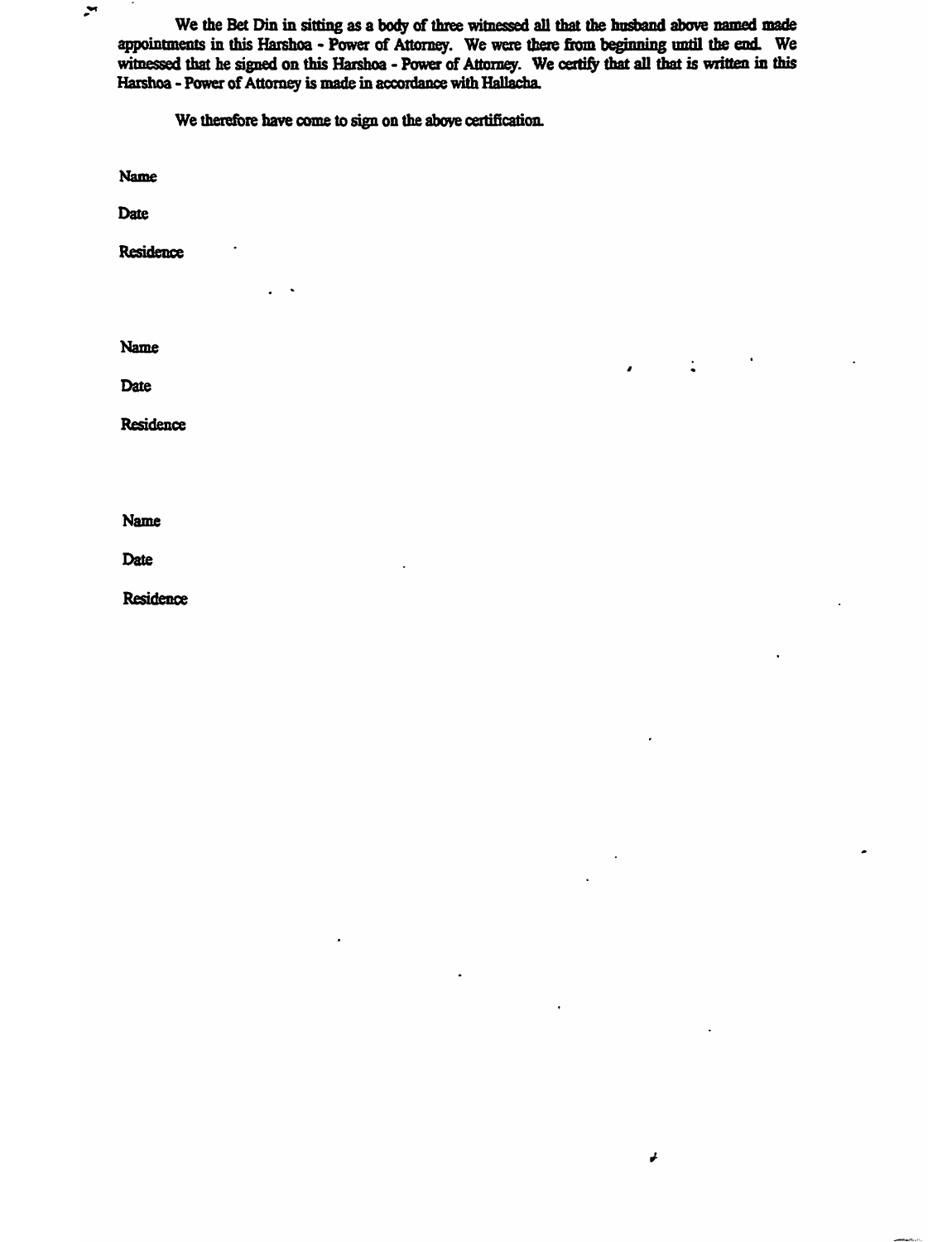We the Bet Din in sitting as a body of three witnessed all that the husband above named made appointments in this Harshoa - Power of Attorney. We were there from beginning until the end. We witnessed that he signed on this Harshoa - Power of Attorney. We certify that all that is written in this Harshoa - Power of Attorney is made in accordance with Hallacha.

We therefore have come to sign on the above certification.

Name

Date

Residence

Name

Date

Residence

Name

Date

Residence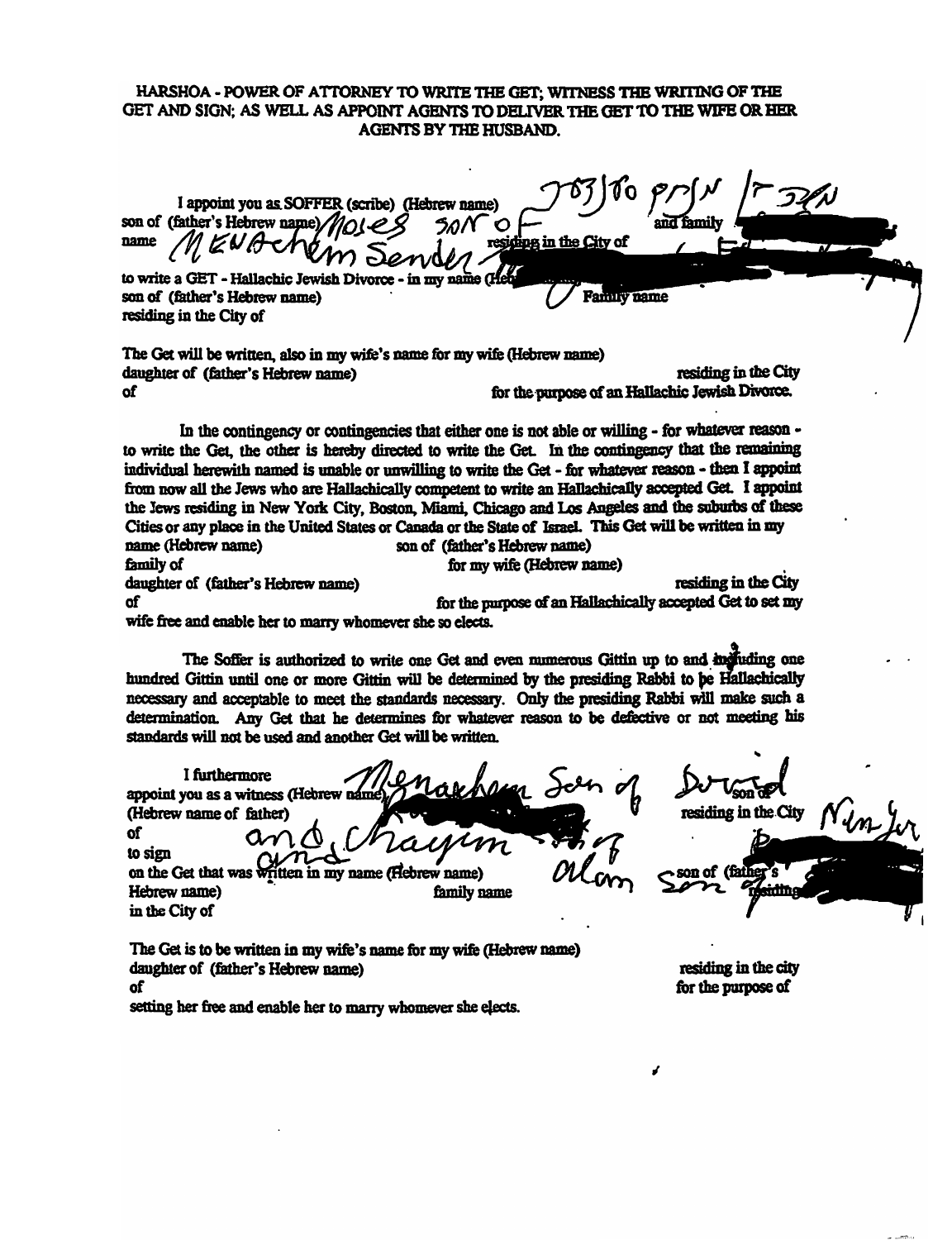**HARSHOA - POWER OF ATTORNEY TO WRITE THE GET; WITNESS THE WRITING OF THE GET AND SIGN; AS WELL AS APPOINT AGENTS TO DELIVER THE GET TO THE WIFE OR HER AGENTS BY THE HUSBAND.**

I appoint you as SOFFER (scribe) (Hebrew name) אבר[?] מנחם סענדער son of (father's Hebrew name) Moses son of [?] and family name Menachem Sender residing in the City of

to write a GET - Hallachic Jewish Divorce - in my name (Hebrew name) son of (father's Hebrew name) Family name residing in the City of

The Get will be written, also in my wife's name for my wife (Hebrew name) daughter of (father's Hebrew name) residing in the City of for the purpose of an Hallachic Jewish Divorce.

In the contingency or contingencies that either one is not able or willing - for whatever reason - to write the Get, the other is hereby directed to write the Get. In the contingency that the remaining individual herewith named is unable or unwilling to write the Get - for whatever reason - then I appoint from now all the Jews who are Hallachically competent to write an Hallachically accepted Get. I appoint the Jews residing in New York City, Boston, Miami, Chicago and Los Angeles and the suburbs of these Cities or any place in the United States or Canada or the State of Israel. This Get will be written in my name (Hebrew name) son of (father's Hebrew name) family of for my wife (Hebrew name) daughter of (father's Hebrew name) residing in the City of for the purpose of an Hallachically accepted Get to set my wife free and enable her to marry whomever she so elects.

The Soffer is authorized to write one Get and even numerous Gittin up to and including one hundred Gittin until one or more Gittin will be determined by the presiding Rabbi to be Hallachically necessary and acceptable to meet the standards necessary. Only the presiding Rabbi will make such a determination. Any Get that he determines for whatever reason to be defective or not meeting his standards will not be used and another Get will be written.

I furthermore appoint you as a witness (Hebrew name) Menachem Son of Dovid son of (Hebrew name of father) residing in the City of New York and Chayim son of Alom[?] to sign on the Get that was written in my name (Hebrew name) son of (father's Hebrew name) family name residing in the City of

The Get is to be written in my wife's name for my wife (Hebrew name) daughter of (father's Hebrew name) residing in the city of for the purpose of setting her free and enable her to marry whomever she elects.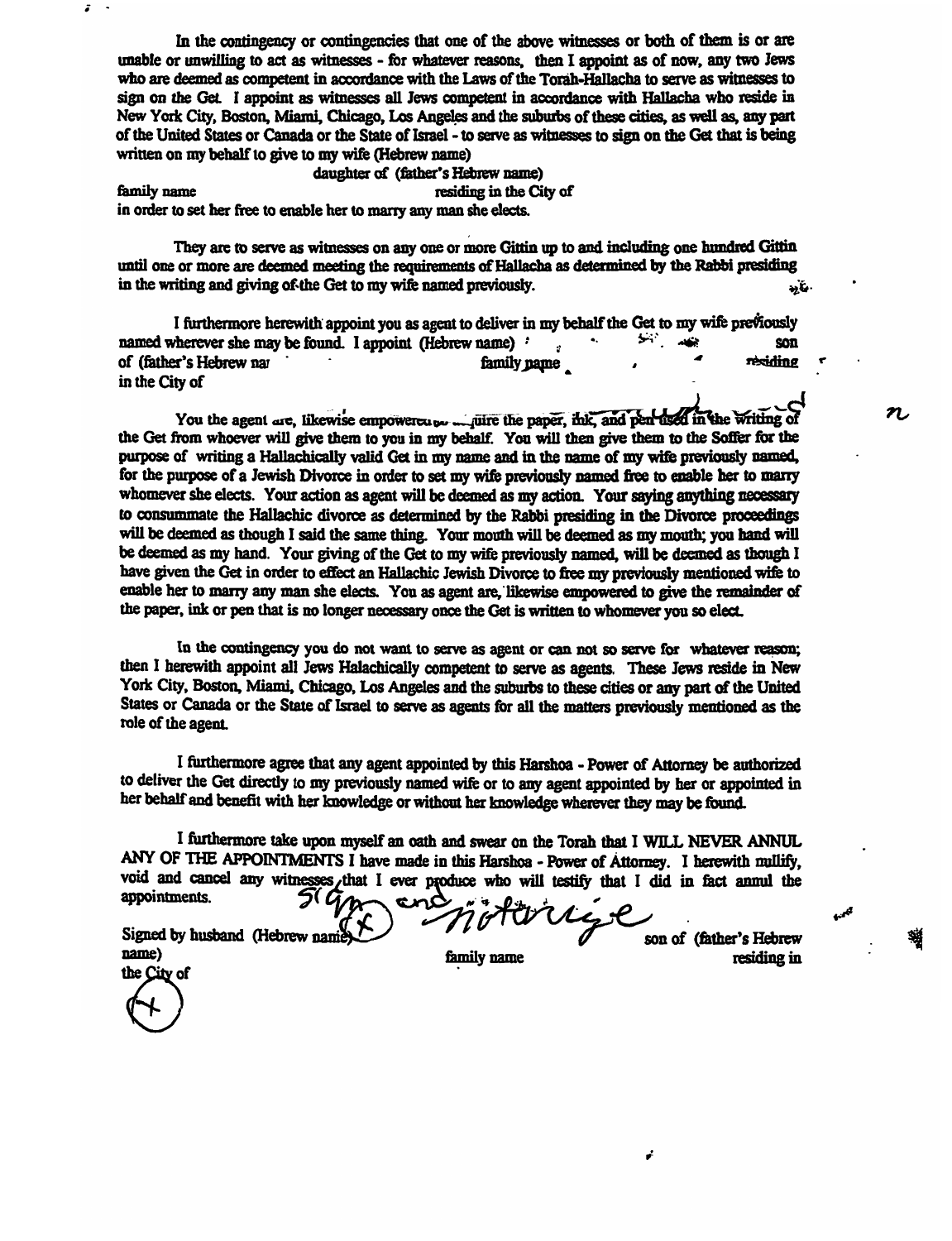In the contingency or contingencies that one of the above witnesses or both of them is or are unable or unwilling to act as witnesses - for whatever reasons, then I appoint as of now, any two Jews who are deemed as competent in accordance with the Laws of the Torah-Hallacha to serve as witnesses to sign on the Get. I appoint as witnesses all Jews competent in accordance with Hallacha who reside in New York City, Boston, Miami, Chicago, Los Angeles and the suburbs of these cities, as well as, any part of the United States or Canada or the State of Israel - to serve as witnesses to sign on the Get that is being written on my behalf to give to my wife (Hebrew name)

daughter of (father's Hebrew name)

family name residing in the City of

in order to set her free to enable her to marry any man she elects.

They are to serve as witnesses on any one or more Gittin up to and including one hundred Gittin until one or more are deemed meeting the requirements of Hallacha as determined by the Rabbi presiding in the writing and giving of the Get to my wife named previously.

I furthermore herewith appoint you as agent to deliver in my behalf the Get to my wife previously named wherever she may be found. I appoint (Hebrew name) son of (father's Hebrew name) family name residing in the City of

You the agent are, likewise empowered to acquire the paper, ink, and pen used in the writing of the Get from whoever will give them to you in my behalf. You will then give them to the Soffer for the purpose of writing a Hallachically valid Get in my name and in the name of my wife previously named, for the purpose of a Jewish Divorce in order to set my wife previously named free to enable her to marry whomever she elects. Your action as agent will be deemed as my action. Your saying anything necessary to consummate the Hallachic divorce as determined by the Rabbi presiding in the Divorce proceedings will be deemed as though I said the same thing. Your mouth will be deemed as my mouth; you hand will be deemed as my hand. Your giving of the Get to my wife previously named, will be deemed as though I have given the Get in order to effect an Hallachic Jewish Divorce to free my previously mentioned wife to enable her to marry any man she elects. You as agent are, likewise empowered to give the remainder of the paper, ink or pen that is no longer necessary once the Get is written to whomever you so elect.

In the contingency you do not want to serve as agent or can not so serve for whatever reason; then I herewith appoint all Jews Halachically competent to serve as agents. These Jews reside in New York City, Boston, Miami, Chicago, Los Angeles and the suburbs to these cities or any part of the United States or Canada or the State of Israel to serve as agents for all the matters previously mentioned as the role of the agent.

I furthermore agree that any agent appointed by this Harshoa - Power of Attorney be authorized to deliver the Get directly to my previously named wife or to any agent appointed by her or appointed in her behalf and benefit with her knowledge or without her knowledge wherever they may be found.

I furthermore take upon myself an oath and swear on the Torah that I WILL NEVER ANNUL ANY OF THE APPOINTMENTS I have made in this Harshoa - Power of Attorney. I herewith nullify, void and cancel any witnesses that I ever produce who will testify that I did in fact annul the appointments.

Sign and notarize

Signed by husband (Hebrew name) (X) son of (father's Hebrew name) family name residing in the City of (X)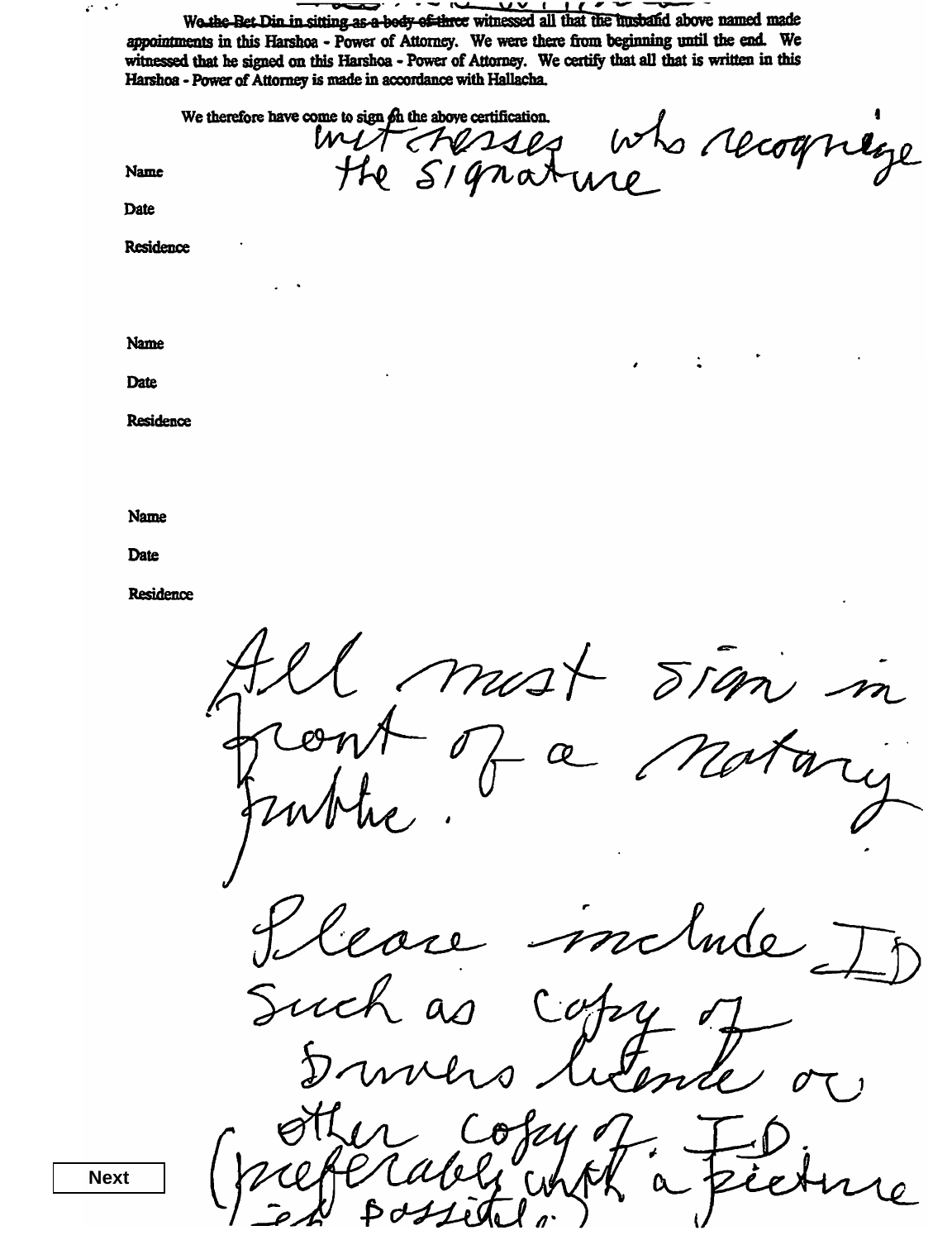~~We the Bet Din in sitting as a body of three~~ witnessed all that the husband above named made appointments in this Harshoa - Power of Attorney. We were there from beginning until the end. We witnessed that he signed on this Harshoa - Power of Attorney. We certify that all that is written in this Harshoa - Power of Attorney is made in accordance with Hallacha.

We therefore have come to sign on the above certification.

witnesses who recognize the signature

Name

Date

Residence

Name

Date

Residence

Name

Date

Residence

All must sign in front of a Notary Public.

Please include ID such as copy of Drivers license or other copy of ID. (preferably with a picture if possible.)

Next